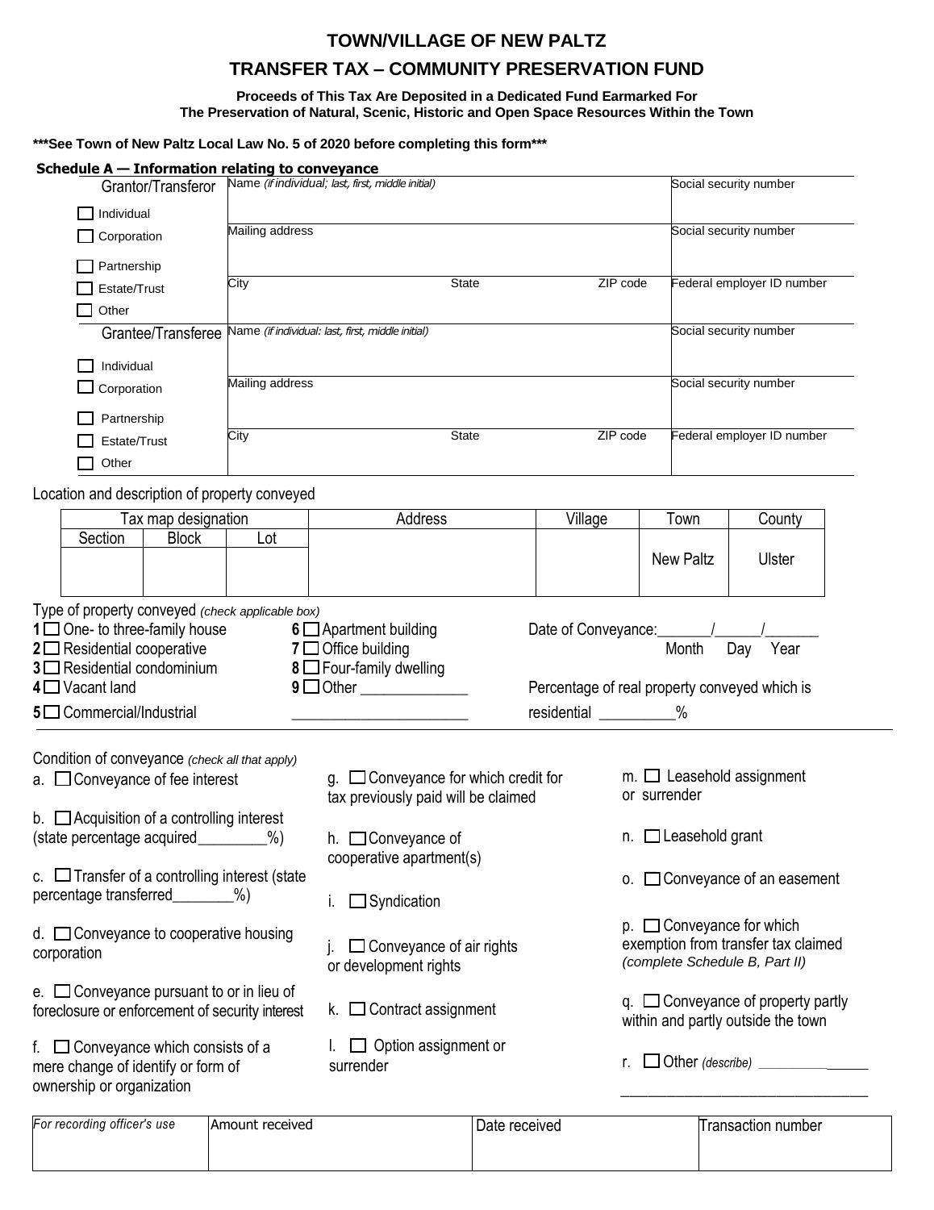# TOWN/VILLAGE OF NEW PALTZ

## TRANSFER TAX – COMMUNITY PRESERVATION FUND

**Proceeds of This Tax Are Deposited in a Dedicated Fund Earmarked For The Preservation of Natural, Scenic, Historic and Open Space Resources Within the Town**

**\*\*\*See Town of New Paltz Local Law No. 5 of 2020 before completing this form\*\*\***

### Schedule A — Information relating to conveyance

| Grantor/Transferor | Name *(if individual; last, first, middle initial)* | | | Social security number |
|---|---|---|---|---|
| ☐ Individual ☐ Corporation | Mailing address | | | Social security number |
| ☐ Partnership ☐ Estate/Trust ☐ Other | City | State | ZIP code | Federal employer ID number |

| Grantee/Transferee | Name *(if individual: last, first, middle initial)* | | | Social security number |
|---|---|---|---|---|
| ☐ Individual ☐ Corporation | Mailing address | | | Social security number |
| ☐ Partnership ☐ Estate/Trust ☐ Other | City | State | ZIP code | Federal employer ID number |

Location and description of property conveyed

| Tax map designation | | | Address | Village | Town | County |
|---|---|---|---|---|---|---|
| Section | Block | Lot | | | | |
| | | | | | New Paltz | Ulster |

Type of property conveyed *(check applicable box)*

1 ☐ One- to three-family house
2 ☐ Residential cooperative
3 ☐ Residential condominium
4 ☐ Vacant land
5 ☐ Commercial/Industrial
6 ☐ Apartment building
7 ☐ Office building
8 ☐ Four-family dwelling
9 ☐ Other ______________ ______________________

Date of Conveyance:_______/______/_______
Month Day Year

Percentage of real property conveyed which is residential _________%

Condition of conveyance *(check all that apply)*

a. ☐ Conveyance of fee interest

b. ☐ Acquisition of a controlling interest (state percentage acquired_________%)

c. ☐ Transfer of a controlling interest (state percentage transferred________%)

d. ☐ Conveyance to cooperative housing corporation

e. ☐ Conveyance pursuant to or in lieu of foreclosure or enforcement of security interest

f. ☐ Conveyance which consists of a mere change of identify or form of ownership or organization

g. ☐ Conveyance for which credit for tax previously paid will be claimed

h. ☐ Conveyance of cooperative apartment(s)

i. ☐ Syndication

j. ☐ Conveyance of air rights or development rights

k. ☐ Contract assignment

l. ☐ Option assignment or surrender

m. ☐ Leasehold assignment or surrender

n. ☐ Leasehold grant

o. ☐ Conveyance of an easement

p. ☐ Conveyance for which exemption from transfer tax claimed *(complete Schedule B, Part II)*

q. ☐ Conveyance of property partly within and partly outside the town

r. ☐ Other *(describe)* _______________ _______________________________

| *For recording officer's use* | Amount received | Date received | Transaction number |
|---|---|---|---|
| | | | |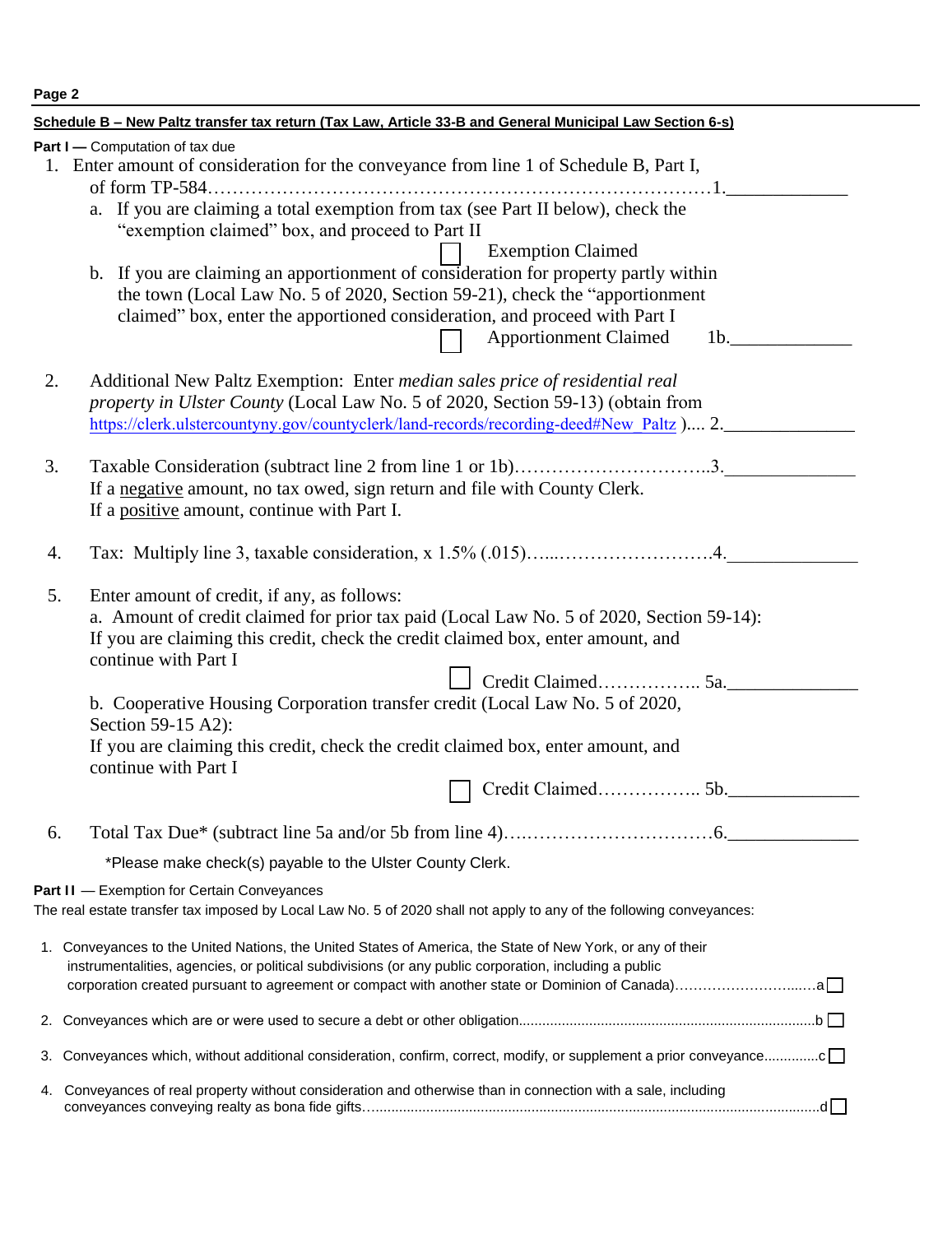**Schedule B – New Paltz transfer tax return (Tax Law, Article 33-B and General Municipal Law Section 6-s)**

**Part I —** Computation of tax due

1. Enter amount of consideration for the conveyance from line 1 of Schedule B, Part I, of form TP-584……………………………………………………………………1.\_\_\_\_\_\_\_\_\_\_\_\_\_
   a. If you are claiming a total exemption from tax (see Part II below), check the "exemption claimed" box, and proceed to Part II
   
   ☐ Exemption Claimed
   
   b. If you are claiming an apportionment of consideration for property partly within the town (Local Law No. 5 of 2020, Section 59-21), check the "apportionment claimed" box, enter the apportioned consideration, and proceed with Part I
   
   ☐ Apportionment Claimed 1b.\_\_\_\_\_\_\_\_\_\_\_\_\_

2. Additional New Paltz Exemption: Enter *median sales price of residential real property in Ulster County* (Local Law No. 5 of 2020, Section 59-13) (obtain from https://clerk.ulstercountyny.gov/countyclerk/land-records/recording-deed#New_Paltz ).... 2.\_\_\_\_\_\_\_\_\_\_\_\_\_\_

3. Taxable Consideration (subtract line 2 from line 1 or 1b)…………………………..3.\_\_\_\_\_\_\_\_\_\_\_\_\_\_
   If a negative amount, no tax owed, sign return and file with County Clerk.
   If a positive amount, continue with Part I.

4. Tax: Multiply line 3, taxable consideration, x 1.5% (.015)…...…………………….4.\_\_\_\_\_\_\_\_\_\_\_\_\_\_

5. Enter amount of credit, if any, as follows:
   a. Amount of credit claimed for prior tax paid (Local Law No. 5 of 2020, Section 59-14): If you are claiming this credit, check the credit claimed box, enter amount, and continue with Part I
   
   ☐ Credit Claimed…………….. 5a.\_\_\_\_\_\_\_\_\_\_\_\_\_\_
   
   b. Cooperative Housing Corporation transfer credit (Local Law No. 5 of 2020, Section 59-15 A2):
   If you are claiming this credit, check the credit claimed box, enter amount, and continue with Part I
   
   ☐ Credit Claimed…………….. 5b.\_\_\_\_\_\_\_\_\_\_\_\_\_\_

6. Total Tax Due* (subtract line 5a and/or 5b from line 4)….…………………………6.\_\_\_\_\_\_\_\_\_\_\_\_\_\_

   *Please make check(s) payable to the Ulster County Clerk.

**Part II** — Exemption for Certain Conveyances

The real estate transfer tax imposed by Local Law No. 5 of 2020 shall not apply to any of the following conveyances:

1. Conveyances to the United Nations, the United States of America, the State of New York, or any of their instrumentalities, agencies, or political subdivisions (or any public corporation, including a public corporation created pursuant to agreement or compact with another state or Dominion of Canada)……………………..….a ☐

2. Conveyances which are or were used to secure a debt or other obligation..........................................................................b ☐

3. Conveyances which, without additional consideration, confirm, correct, modify, or supplement a prior conveyance..............c ☐

4. Conveyances of real property without consideration and otherwise than in connection with a sale, including conveyances conveying realty as bona fide gifts…..................................................................................................................d ☐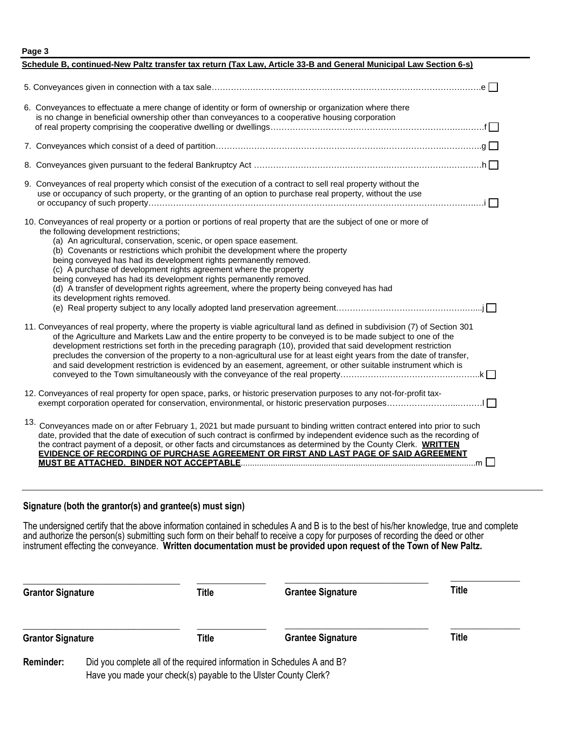**Schedule B, continued-New Paltz transfer tax return (Tax Law, Article 33-B and General Municipal Law Section 6-s)**

5. Conveyances given in connection with a tax sale……………………………………………………………………………………….e ☐

6. Conveyances to effectuate a mere change of identity or form of ownership or organization where there is no change in beneficial ownership other than conveyances to a cooperative housing corporation of real property comprising the cooperative dwelling or dwellings……………………………………………………………………f ☐

7. Conveyances which consist of a deed of partition………………………………………………………………………………………..g ☐

8. Conveyances given pursuant to the federal Bankruptcy Act …………………………………………………………………………h ☐

9. Conveyances of real property which consist of the execution of a contract to sell real property without the use or occupancy of such property, or the granting of an option to purchase real property, without the use or occupancy of such property……………………………………………………………………………………………………………i ☐

10. Conveyances of real property or a portion or portions of real property that are the subject of one or more of the following development restrictions;
    (a) An agricultural, conservation, scenic, or open space easement.
    (b) Covenants or restrictions which prohibit the development where the property being conveyed has had its development rights permanently removed.
    (c) A purchase of development rights agreement where the property being conveyed has had its development rights permanently removed.
    (d) A transfer of development rights agreement, where the property being conveyed has had its development rights removed.
    (e) Real property subject to any locally adopted land preservation agreement……………………………………………...j ☐

11. Conveyances of real property, where the property is viable agricultural land as defined in subdivision (7) of Section 301 of the Agriculture and Markets Law and the entire property to be conveyed is to be made subject to one of the development restrictions set forth in the preceding paragraph (10), provided that said development restriction precludes the conversion of the property to a non-agricultural use for at least eight years from the date of transfer, and said development restriction is evidenced by an easement, agreement, or other suitable instrument which is conveyed to the Town simultaneously with the conveyance of the real property…………………………………………..k ☐

12. Conveyances of real property for open space, parks, or historic preservation purposes to any not-for-profit tax-exempt corporation operated for conservation, environmental, or historic preservation purposes………………………..……l ☐

13. Conveyances made on or after February 1, 2021 but made pursuant to binding written contract entered into prior to such date, provided that the date of execution of such contract is confirmed by independent evidence such as the recording of the contract payment of a deposit, or other facts and circumstances as determined by the County Clerk. **WRITTEN EVIDENCE OF RECORDING OF PURCHASE AGREEMENT OR FIRST AND LAST PAGE OF SAID AGREEMENT MUST BE ATTACHED. BINDER NOT ACCEPTABLE**......................................................................................................m ☐

**Signature (both the grantor(s) and grantee(s) must sign)**

The undersigned certify that the above information contained in schedules A and B is to the best of his/her knowledge, true and complete and authorize the person(s) submitting such form on their behalf to receive a copy for purposes of recording the deed or other instrument effecting the conveyance. **Written documentation must be provided upon request of the Town of New Paltz.**

| | | | |
|---|---|---|---|
| ______________________ | __________ | ______________________ | __________ |
| **Grantor Signature** | **Title** | **Grantee Signature** | **Title** |
| ______________________ | __________ | ______________________ | __________ |
| **Grantor Signature** | **Title** | **Grantee Signature** | **Title** |

**Reminder:** Did you complete all of the required information in Schedules A and B?
Have you made your check(s) payable to the Ulster County Clerk?